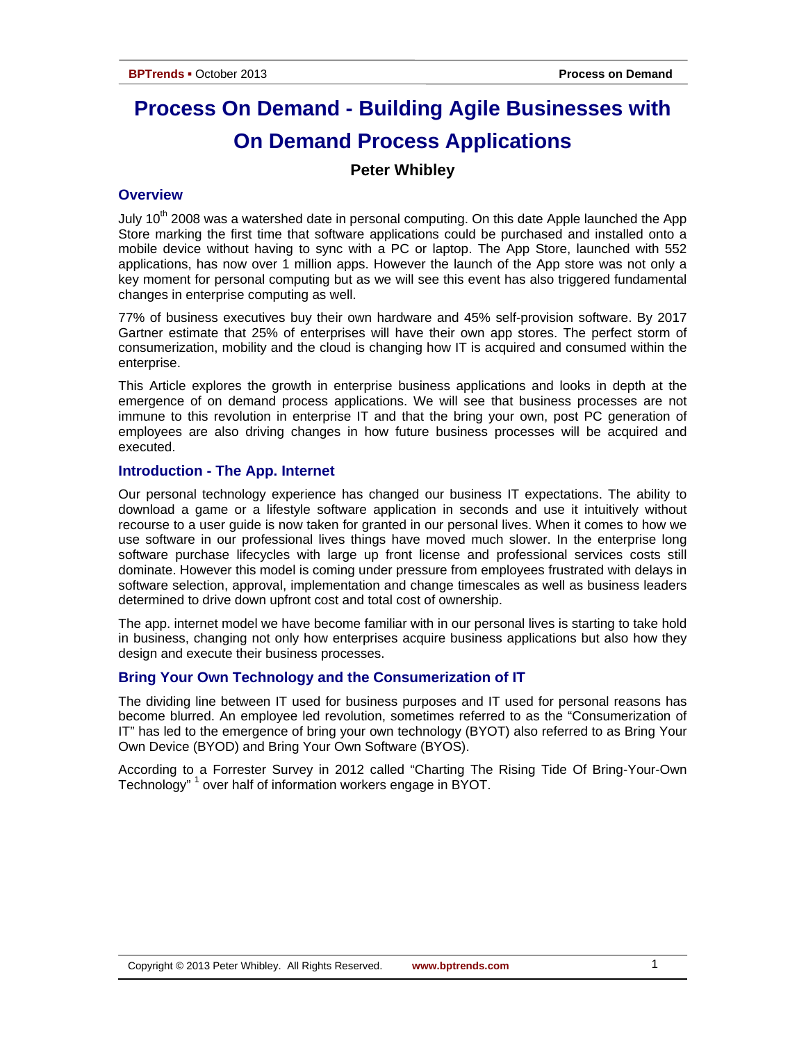# Process On Demand - Building Agile Businesses with On Demand Process Applications

**Peter Whibley**

## Overview

July 10th 2008 was a watershed date in personal computing. On this date Apple launched the App Store marking the first time that software applications could be purchased and installed onto a mobile device without having to sync with a PC or laptop. The App Store, launched with 552 applications, has now over 1 million apps. However the launch of the App store was not only a key moment for personal computing but as we will see this event has also triggered fundamental changes in enterprise computing as well.

77% of business executives buy their own hardware and 45% self-provision software. By 2017 Gartner estimate that 25% of enterprises will have their own app stores. The perfect storm of consumerization, mobility and the cloud is changing how IT is acquired and consumed within the enterprise.

This Article explores the growth in enterprise business applications and looks in depth at the emergence of on demand process applications. We will see that business processes are not immune to this revolution in enterprise IT and that the bring your own, post PC generation of employees are also driving changes in how future business processes will be acquired and executed.

## Introduction - The App. Internet

Our personal technology experience has changed our business IT expectations. The ability to download a game or a lifestyle software application in seconds and use it intuitively without recourse to a user guide is now taken for granted in our personal lives. When it comes to how we use software in our professional lives things have moved much slower. In the enterprise long software purchase lifecycles with large up front license and professional services costs still dominate. However this model is coming under pressure from employees frustrated with delays in software selection, approval, implementation and change timescales as well as business leaders determined to drive down upfront cost and total cost of ownership.

The app. internet model we have become familiar with in our personal lives is starting to take hold in business, changing not only how enterprises acquire business applications but also how they design and execute their business processes.

## Bring Your Own Technology and the Consumerization of IT

The dividing line between IT used for business purposes and IT used for personal reasons has become blurred. An employee led revolution, sometimes referred to as the "Consumerization of IT" has led to the emergence of bring your own technology (BYOT) also referred to as Bring Your Own Device (BYOD) and Bring Your Own Software (BYOS).

According to a Forrester Survey in 2012 called "Charting The Rising Tide Of Bring-Your-Own Technology" [1] over half of information workers engage in BYOT.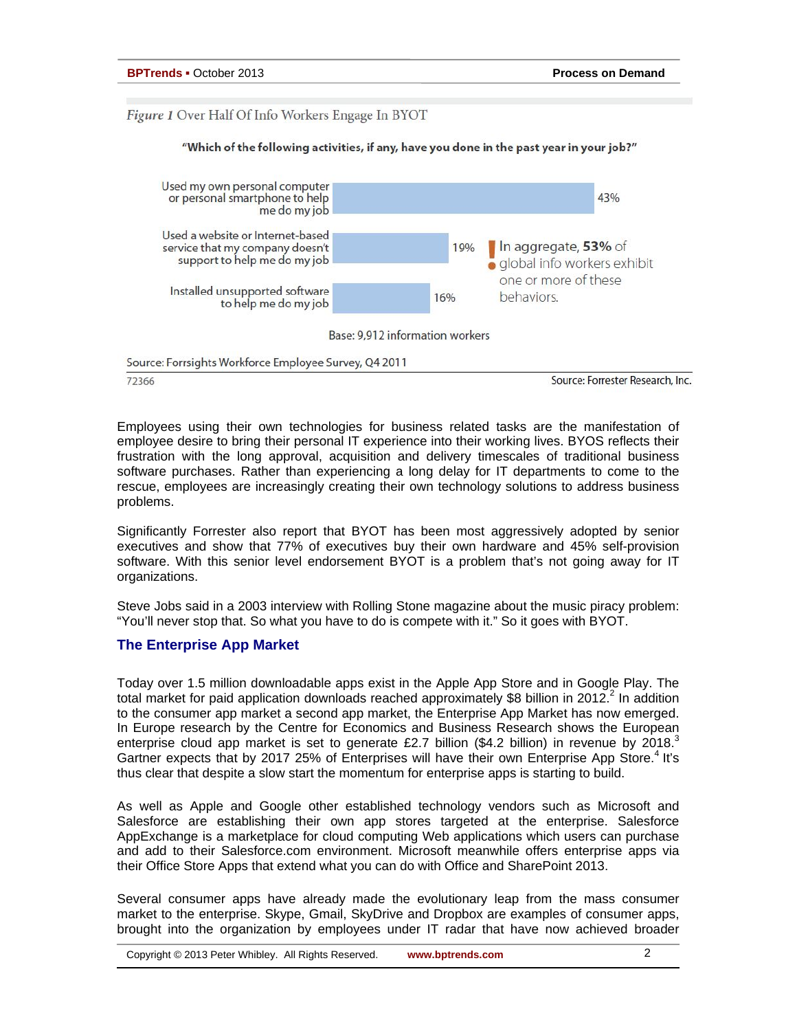*Figure 1* Over Half Of Info Workers Engage In BYOT

"Which of the following activities, if any, have you done in the past year in your job?"

| Activity | % |
|---|---|
| Used my own personal computer or personal smartphone to help me do my job | 43% |
| Used a website or Internet-based service that my company doesn't support to help me do my job | 19% |
| Installed unsupported software to help me do my job | 16% |

In aggregate, **53%** of global info workers exhibit one or more of these behaviors.

Base: 9,912 information workers

Source: Forrsights Workforce Employee Survey, Q4 2011

72366 Source: Forrester Research, Inc.

Employees using their own technologies for business related tasks are the manifestation of employee desire to bring their personal IT experience into their working lives. BYOS reflects their frustration with the long approval, acquisition and delivery timescales of traditional business software purchases. Rather than experiencing a long delay for IT departments to come to the rescue, employees are increasingly creating their own technology solutions to address business problems.

Significantly Forrester also report that BYOT has been most aggressively adopted by senior executives and show that 77% of executives buy their own hardware and 45% self-provision software. With this senior level endorsement BYOT is a problem that's not going away for IT organizations.

Steve Jobs said in a 2003 interview with Rolling Stone magazine about the music piracy problem: "You'll never stop that. So what you have to do is compete with it." So it goes with BYOT.

## The Enterprise App Market

Today over 1.5 million downloadable apps exist in the Apple App Store and in Google Play. The total market for paid application downloads reached approximately $8 billion in 2012.[2] In addition to the consumer app market a second app market, the Enterprise App Market has now emerged. In Europe research by the Centre for Economics and Business Research shows the European enterprise cloud app market is set to generate £2.7 billion ($4.2 billion) in revenue by 2018.[3] Gartner expects that by 2017 25% of Enterprises will have their own Enterprise App Store.[4] It's thus clear that despite a slow start the momentum for enterprise apps is starting to build.

As well as Apple and Google other established technology vendors such as Microsoft and Salesforce are establishing their own app stores targeted at the enterprise. Salesforce AppExchange is a marketplace for cloud computing Web applications which users can purchase and add to their Salesforce.com environment. Microsoft meanwhile offers enterprise apps via their Office Store Apps that extend what you can do with Office and SharePoint 2013.

Several consumer apps have already made the evolutionary leap from the mass consumer market to the enterprise. Skype, Gmail, SkyDrive and Dropbox are examples of consumer apps, brought into the organization by employees under IT radar that have now achieved broader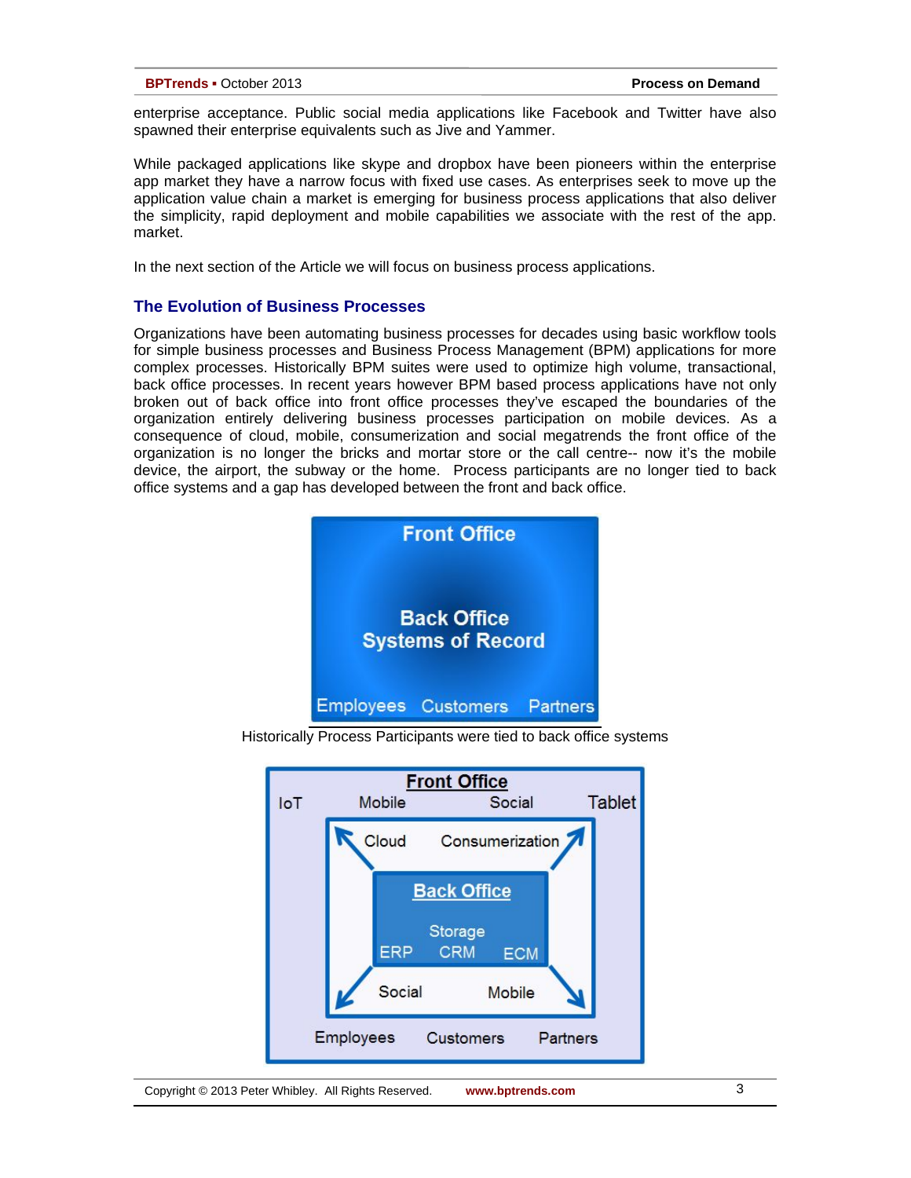enterprise acceptance. Public social media applications like Facebook and Twitter have also spawned their enterprise equivalents such as Jive and Yammer.

While packaged applications like skype and dropbox have been pioneers within the enterprise app market they have a narrow focus with fixed use cases. As enterprises seek to move up the application value chain a market is emerging for business process applications that also deliver the simplicity, rapid deployment and mobile capabilities we associate with the rest of the app. market.

In the next section of the Article we will focus on business process applications.

## The Evolution of Business Processes

Organizations have been automating business processes for decades using basic workflow tools for simple business processes and Business Process Management (BPM) applications for more complex processes. Historically BPM suites were used to optimize high volume, transactional, back office processes. In recent years however BPM based process applications have not only broken out of back office into front office processes they've escaped the boundaries of the organization entirely delivering business processes participation on mobile devices. As a consequence of cloud, mobile, consumerization and social megatrends the front office of the organization is no longer the bricks and mortar store or the call centre-- now it's the mobile device, the airport, the subway or the home. Process participants are no longer tied to back office systems and a gap has developed between the front and back office.

Front Office

Back Office
Systems of Record

Employees Customers Partners

Historically Process Participants were tied to back office systems

Front Office

IoT Mobile Social Tablet

Cloud Consumerization

Back Office

Storage
ERP CRM ECM

Social Mobile

Employees Customers Partners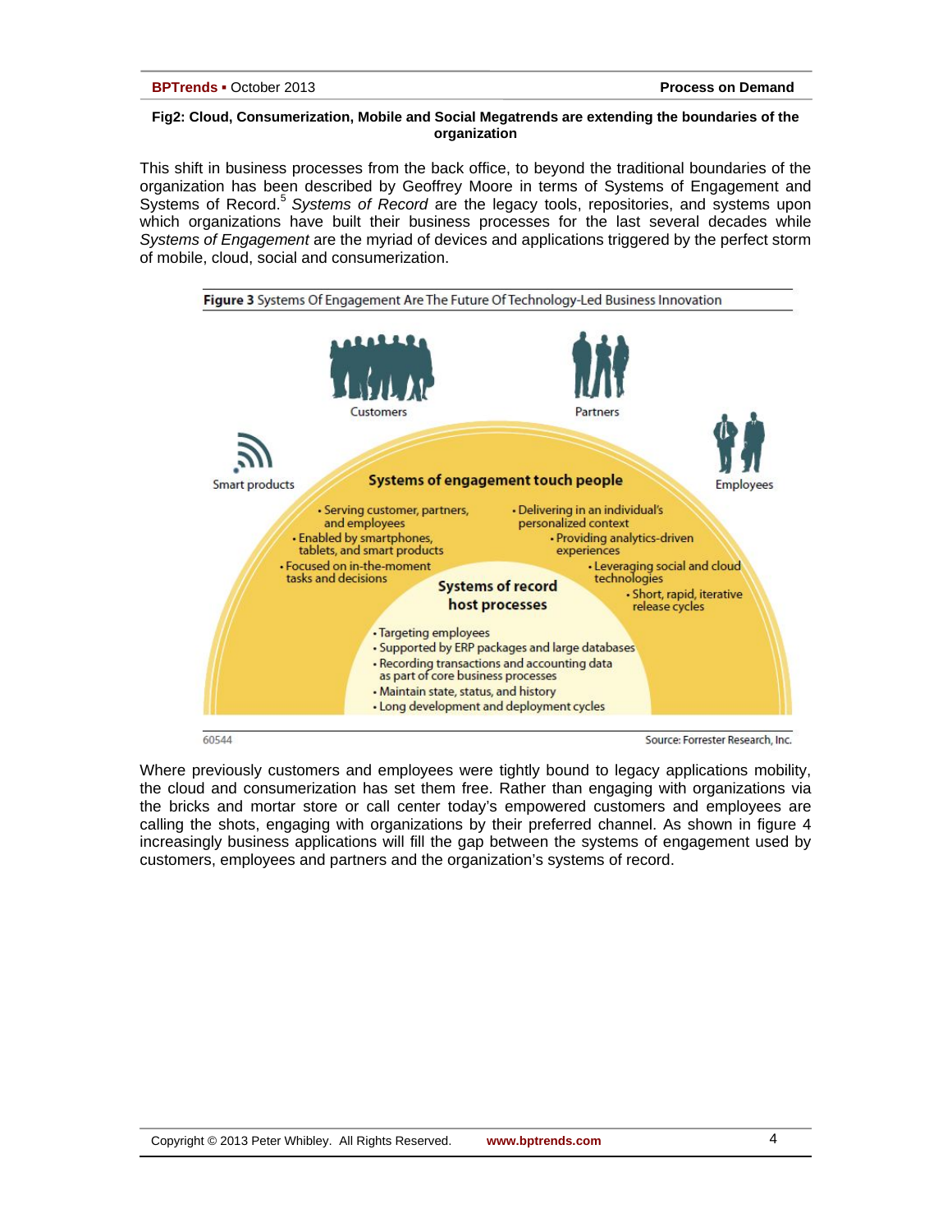**Fig2: Cloud, Consumerization, Mobile and Social Megatrends are extending the boundaries of the organization**

This shift in business processes from the back office, to beyond the traditional boundaries of the organization has been described by Geoffrey Moore in terms of Systems of Engagement and Systems of Record.[5] *Systems of Record* are the legacy tools, repositories, and systems upon which organizations have built their business processes for the last several decades while *Systems of Engagement* are the myriad of devices and applications triggered by the perfect storm of mobile, cloud, social and consumerization.

**Figure 3** Systems Of Engagement Are The Future Of Technology-Led Business Innovation

Customers | Partners | Employees | Smart products

**Systems of engagement touch people**

- Serving customer, partners, and employees
- Enabled by smartphones, tablets, and smart products
- Focused on in-the-moment tasks and decisions
- Delivering in an individual's personalized context
- Providing analytics-driven experiences
- Leveraging social and cloud technologies
- Short, rapid, iterative release cycles

**Systems of record host processes**

- Targeting employees
- Supported by ERP packages and large databases
- Recording transactions and accounting data as part of core business processes
- Maintain state, status, and history
- Long development and deployment cycles

60544 Source: Forrester Research, Inc.

Where previously customers and employees were tightly bound to legacy applications mobility, the cloud and consumerization has set them free. Rather than engaging with organizations via the bricks and mortar store or call center today's empowered customers and employees are calling the shots, engaging with organizations by their preferred channel. As shown in figure 4 increasingly business applications will fill the gap between the systems of engagement used by customers, employees and partners and the organization's systems of record.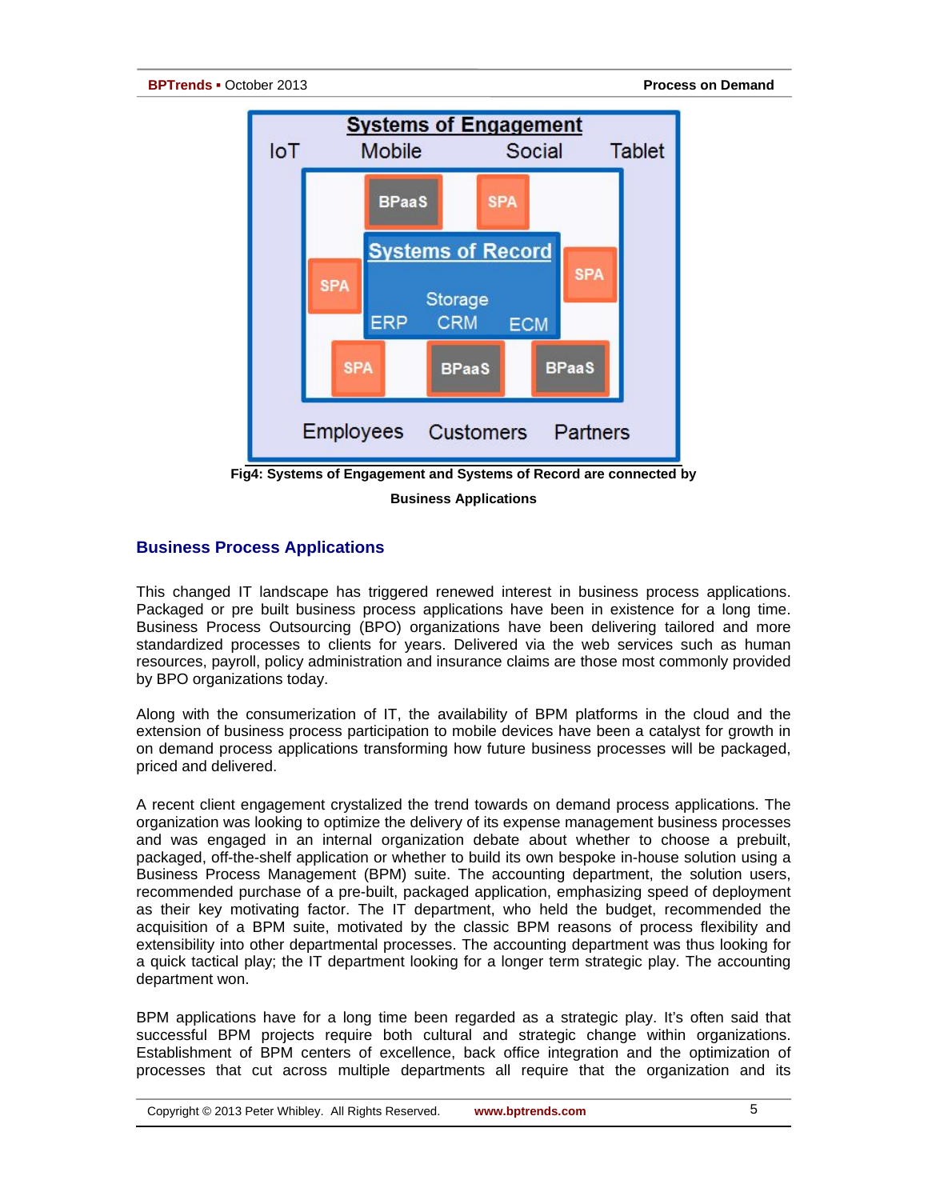Fig4: Systems of Engagement and Systems of Record are connected by Business Applications

## Business Process Applications

This changed IT landscape has triggered renewed interest in business process applications. Packaged or pre built business process applications have been in existence for a long time. Business Process Outsourcing (BPO) organizations have been delivering tailored and more standardized processes to clients for years. Delivered via the web services such as human resources, payroll, policy administration and insurance claims are those most commonly provided by BPO organizations today.

Along with the consumerization of IT, the availability of BPM platforms in the cloud and the extension of business process participation to mobile devices have been a catalyst for growth in on demand process applications transforming how future business processes will be packaged, priced and delivered.

A recent client engagement crystalized the trend towards on demand process applications. The organization was looking to optimize the delivery of its expense management business processes and was engaged in an internal organization debate about whether to choose a prebuilt, packaged, off-the-shelf application or whether to build its own bespoke in-house solution using a Business Process Management (BPM) suite. The accounting department, the solution users, recommended purchase of a pre-built, packaged application, emphasizing speed of deployment as their key motivating factor. The IT department, who held the budget, recommended the acquisition of a BPM suite, motivated by the classic BPM reasons of process flexibility and extensibility into other departmental processes. The accounting department was thus looking for a quick tactical play; the IT department looking for a longer term strategic play. The accounting department won.

BPM applications have for a long time been regarded as a strategic play. It's often said that successful BPM projects require both cultural and strategic change within organizations. Establishment of BPM centers of excellence, back office integration and the optimization of processes that cut across multiple departments all require that the organization and its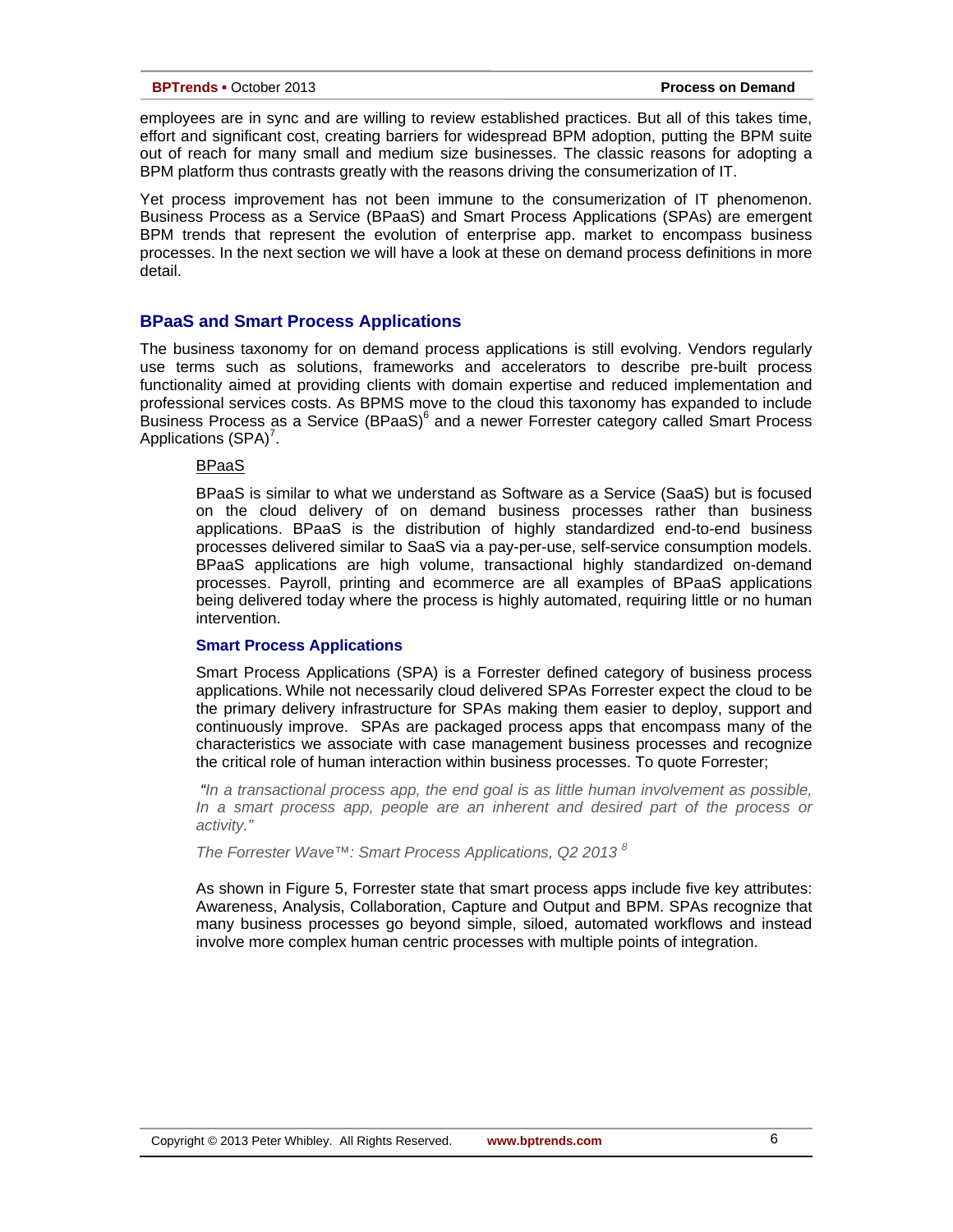employees are in sync and are willing to review established practices. But all of this takes time, effort and significant cost, creating barriers for widespread BPM adoption, putting the BPM suite out of reach for many small and medium size businesses. The classic reasons for adopting a BPM platform thus contrasts greatly with the reasons driving the consumerization of IT.

Yet process improvement has not been immune to the consumerization of IT phenomenon. Business Process as a Service (BPaaS) and Smart Process Applications (SPAs) are emergent BPM trends that represent the evolution of enterprise app. market to encompass business processes. In the next section we will have a look at these on demand process definitions in more detail.

## BPaaS and Smart Process Applications

The business taxonomy for on demand process applications is still evolving. Vendors regularly use terms such as solutions, frameworks and accelerators to describe pre-built process functionality aimed at providing clients with domain expertise and reduced implementation and professional services costs. As BPMS move to the cloud this taxonomy has expanded to include Business Process as a Service (BPaaS)[6] and a newer Forrester category called Smart Process Applications (SPA)[7].

### BPaaS

BPaaS is similar to what we understand as Software as a Service (SaaS) but is focused on the cloud delivery of on demand business processes rather than business applications. BPaaS is the distribution of highly standardized end-to-end business processes delivered similar to SaaS via a pay-per-use, self-service consumption models. BPaaS applications are high volume, transactional highly standardized on-demand processes. Payroll, printing and ecommerce are all examples of BPaaS applications being delivered today where the process is highly automated, requiring little or no human intervention.

### Smart Process Applications

Smart Process Applications (SPA) is a Forrester defined category of business process applications. While not necessarily cloud delivered SPAs Forrester expect the cloud to be the primary delivery infrastructure for SPAs making them easier to deploy, support and continuously improve. SPAs are packaged process apps that encompass many of the characteristics we associate with case management business processes and recognize the critical role of human interaction within business processes. To quote Forrester;

*"In a transactional process app, the end goal is as little human involvement as possible, In a smart process app, people are an inherent and desired part of the process or activity."*

*The Forrester Wave™: Smart Process Applications, Q2 2013* [8]

As shown in Figure 5, Forrester state that smart process apps include five key attributes: Awareness, Analysis, Collaboration, Capture and Output and BPM. SPAs recognize that many business processes go beyond simple, siloed, automated workflows and instead involve more complex human centric processes with multiple points of integration.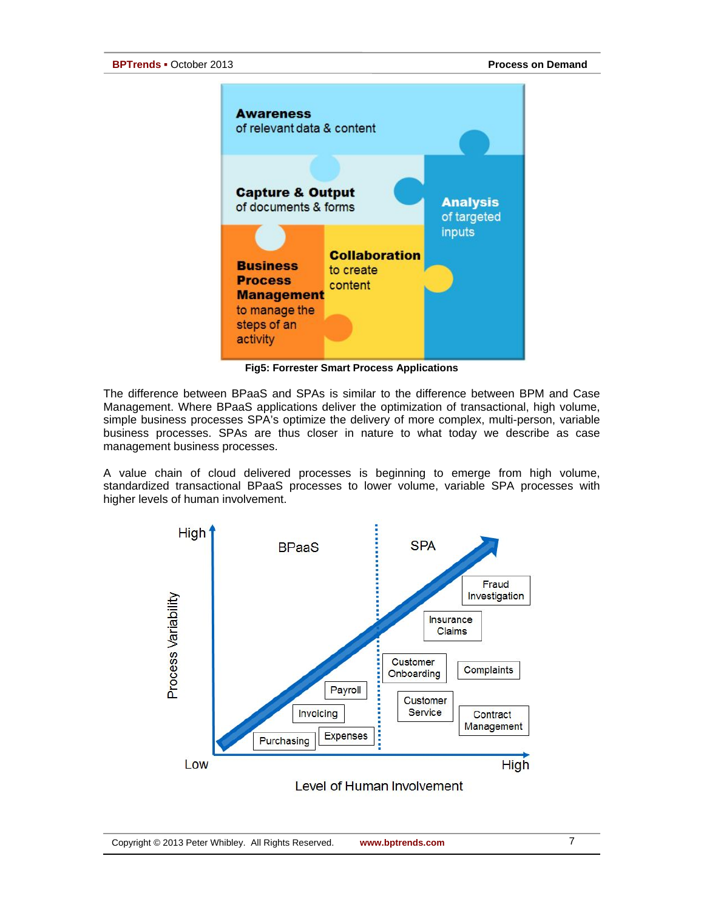**Awareness** of relevant data & content

**Capture & Output** of documents & forms

**Analysis** of targeted inputs

**Collaboration** to create content

**Business Process Management** to manage the steps of an activity

**Fig5: Forrester Smart Process Applications**

The difference between BPaaS and SPAs is similar to the difference between BPM and Case Management. Where BPaaS applications deliver the optimization of transactional, high volume, simple business processes SPA's optimize the delivery of more complex, multi-person, variable business processes. SPAs are thus closer in nature to what today we describe as case management business processes.

A value chain of cloud delivered processes is beginning to emerge from high volume, standardized transactional BPaaS processes to lower volume, variable SPA processes with higher levels of human involvement.

Process Variability (Low – High) vs. Level of Human Involvement (Low – High)

BPaaS: Purchasing, Expenses, Invoicing, Payroll

SPA: Customer Onboarding, Customer Service, Complaints, Contract Management, Insurance Claims, Fraud Investigation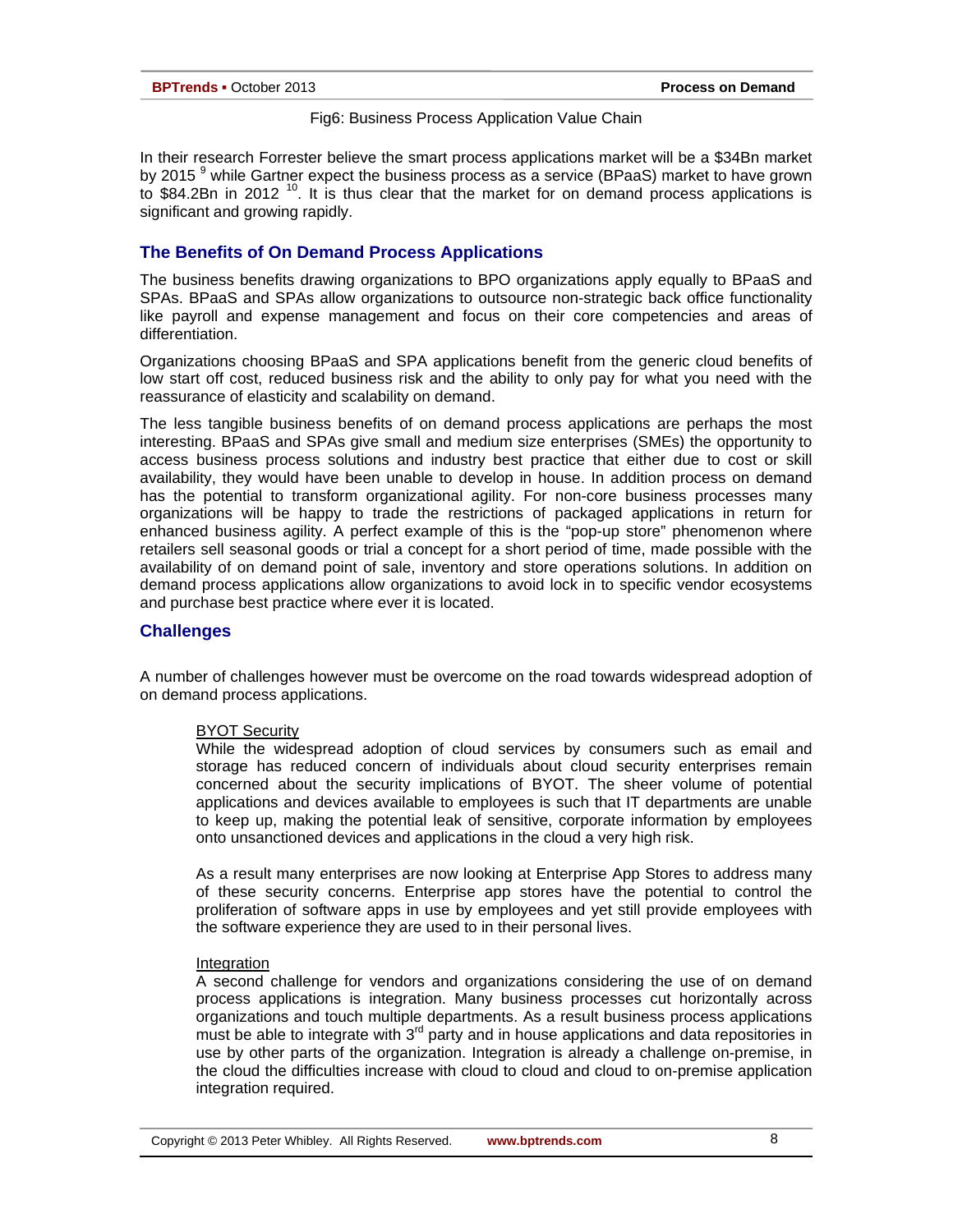Fig6: Business Process Application Value Chain

In their research Forrester believe the smart process applications market will be a $34Bn market by 2015 [9] while Gartner expect the business process as a service (BPaaS) market to have grown to $84.2Bn in 2012 [10]. It is thus clear that the market for on demand process applications is significant and growing rapidly.

## The Benefits of On Demand Process Applications

The business benefits drawing organizations to BPO organizations apply equally to BPaaS and SPAs. BPaaS and SPAs allow organizations to outsource non-strategic back office functionality like payroll and expense management and focus on their core competencies and areas of differentiation.

Organizations choosing BPaaS and SPA applications benefit from the generic cloud benefits of low start off cost, reduced business risk and the ability to only pay for what you need with the reassurance of elasticity and scalability on demand.

The less tangible business benefits of on demand process applications are perhaps the most interesting. BPaaS and SPAs give small and medium size enterprises (SMEs) the opportunity to access business process solutions and industry best practice that either due to cost or skill availability, they would have been unable to develop in house. In addition process on demand has the potential to transform organizational agility. For non-core business processes many organizations will be happy to trade the restrictions of packaged applications in return for enhanced business agility. A perfect example of this is the "pop-up store" phenomenon where retailers sell seasonal goods or trial a concept for a short period of time, made possible with the availability of on demand point of sale, inventory and store operations solutions. In addition on demand process applications allow organizations to avoid lock in to specific vendor ecosystems and purchase best practice where ever it is located.

## Challenges

A number of challenges however must be overcome on the road towards widespread adoption of on demand process applications.

BYOT Security

While the widespread adoption of cloud services by consumers such as email and storage has reduced concern of individuals about cloud security enterprises remain concerned about the security implications of BYOT. The sheer volume of potential applications and devices available to employees is such that IT departments are unable to keep up, making the potential leak of sensitive, corporate information by employees onto unsanctioned devices and applications in the cloud a very high risk.

As a result many enterprises are now looking at Enterprise App Stores to address many of these security concerns. Enterprise app stores have the potential to control the proliferation of software apps in use by employees and yet still provide employees with the software experience they are used to in their personal lives.

Integration

A second challenge for vendors and organizations considering the use of on demand process applications is integration. Many business processes cut horizontally across organizations and touch multiple departments. As a result business process applications must be able to integrate with 3rd party and in house applications and data repositories in use by other parts of the organization. Integration is already a challenge on-premise, in the cloud the difficulties increase with cloud to cloud and cloud to on-premise application integration required.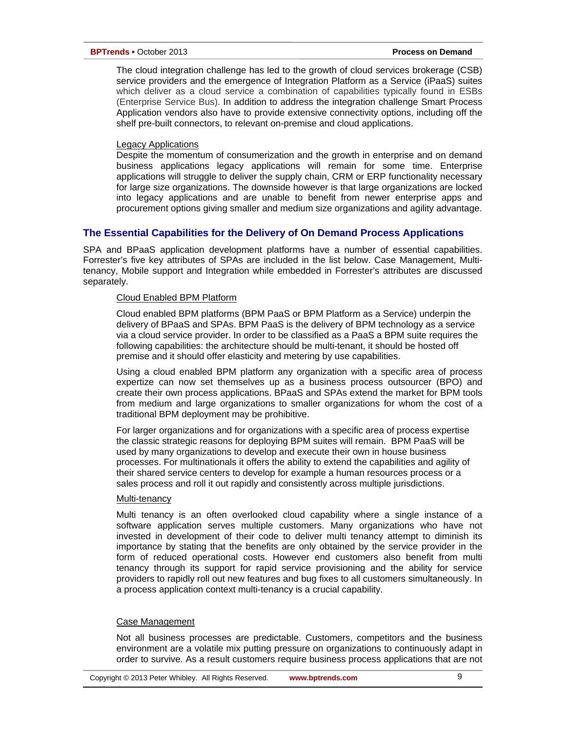The cloud integration challenge has led to the growth of cloud services brokerage (CSB) service providers and the emergence of Integration Platform as a Service (iPaaS) suites which deliver as a cloud service a combination of capabilities typically found in ESBs (Enterprise Service Bus). In addition to address the integration challenge Smart Process Application vendors also have to provide extensive connectivity options, including off the shelf pre-built connectors, to relevant on-premise and cloud applications.

<u>Legacy Applications</u>

Despite the momentum of consumerization and the growth in enterprise and on demand business applications legacy applications will remain for some time. Enterprise applications will struggle to deliver the supply chain, CRM or ERP functionality necessary for large size organizations. The downside however is that large organizations are locked into legacy applications and are unable to benefit from newer enterprise apps and procurement options giving smaller and medium size organizations and agility advantage.

## The Essential Capabilities for the Delivery of On Demand Process Applications

SPA and BPaaS application development platforms have a number of essential capabilities. Forrester's five key attributes of SPAs are included in the list below. Case Management, Multi-tenancy, Mobile support and Integration while embedded in Forrester's attributes are discussed separately.

<u>Cloud Enabled BPM Platform</u>

Cloud enabled BPM platforms (BPM PaaS or BPM Platform as a Service) underpin the delivery of BPaaS and SPAs. BPM PaaS is the delivery of BPM technology as a service via a cloud service provider. In order to be classified as a PaaS a BPM suite requires the following capabilities: the architecture should be multi-tenant, it should be hosted off premise and it should offer elasticity and metering by use capabilities.

Using a cloud enabled BPM platform any organization with a specific area of process expertize can now set themselves up as a business process outsourcer (BPO) and create their own process applications. BPaaS and SPAs extend the market for BPM tools from medium and large organizations to smaller organizations for whom the cost of a traditional BPM deployment may be prohibitive.

For larger organizations and for organizations with a specific area of process expertise the classic strategic reasons for deploying BPM suites will remain. BPM PaaS will be used by many organizations to develop and execute their own in house business processes. For multinationals it offers the ability to extend the capabilities and agility of their shared service centers to develop for example a human resources process or a sales process and roll it out rapidly and consistently across multiple jurisdictions.

<u>Multi-tenancy</u>

Multi tenancy is an often overlooked cloud capability where a single instance of a software application serves multiple customers. Many organizations who have not invested in development of their code to deliver multi tenancy attempt to diminish its importance by stating that the benefits are only obtained by the service provider in the form of reduced operational costs. However end customers also benefit from multi tenancy through its support for rapid service provisioning and the ability for service providers to rapidly roll out new features and bug fixes to all customers simultaneously. In a process application context multi-tenancy is a crucial capability.

<u>Case Management</u>

Not all business processes are predictable. Customers, competitors and the business environment are a volatile mix putting pressure on organizations to continuously adapt in order to survive. As a result customers require business process applications that are not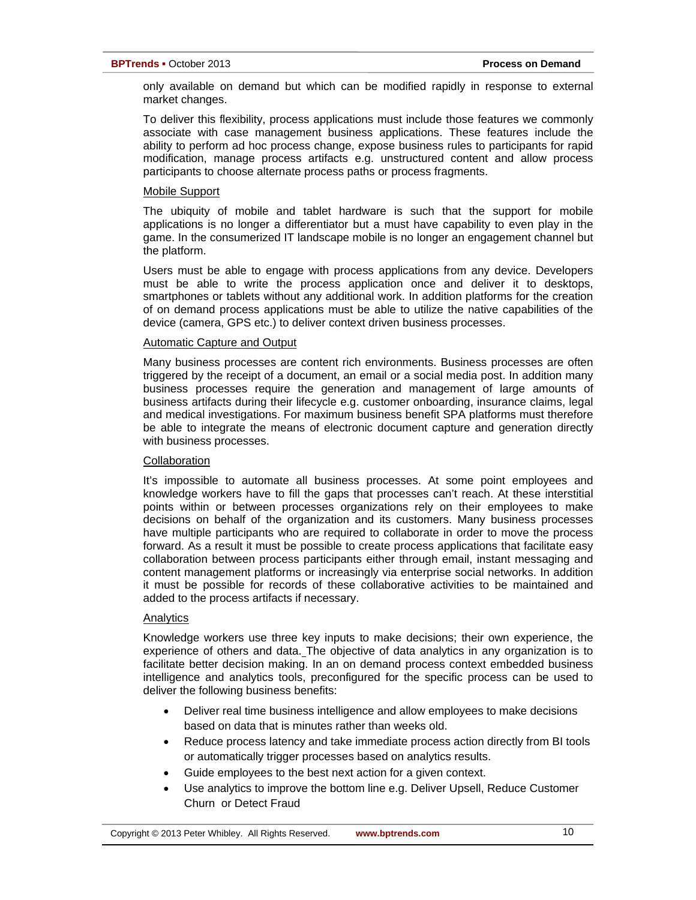only available on demand but which can be modified rapidly in response to external market changes.

To deliver this flexibility, process applications must include those features we commonly associate with case management business applications. These features include the ability to perform ad hoc process change, expose business rules to participants for rapid modification, manage process artifacts e.g. unstructured content and allow process participants to choose alternate process paths or process fragments.

Mobile Support

The ubiquity of mobile and tablet hardware is such that the support for mobile applications is no longer a differentiator but a must have capability to even play in the game. In the consumerized IT landscape mobile is no longer an engagement channel but the platform.

Users must be able to engage with process applications from any device. Developers must be able to write the process application once and deliver it to desktops, smartphones or tablets without any additional work. In addition platforms for the creation of on demand process applications must be able to utilize the native capabilities of the device (camera, GPS etc.) to deliver context driven business processes.

Automatic Capture and Output

Many business processes are content rich environments. Business processes are often triggered by the receipt of a document, an email or a social media post. In addition many business processes require the generation and management of large amounts of business artifacts during their lifecycle e.g. customer onboarding, insurance claims, legal and medical investigations. For maximum business benefit SPA platforms must therefore be able to integrate the means of electronic document capture and generation directly with business processes.

Collaboration

It's impossible to automate all business processes. At some point employees and knowledge workers have to fill the gaps that processes can't reach. At these interstitial points within or between processes organizations rely on their employees to make decisions on behalf of the organization and its customers. Many business processes have multiple participants who are required to collaborate in order to move the process forward. As a result it must be possible to create process applications that facilitate easy collaboration between process participants either through email, instant messaging and content management platforms or increasingly via enterprise social networks. In addition it must be possible for records of these collaborative activities to be maintained and added to the process artifacts if necessary.

Analytics

Knowledge workers use three key inputs to make decisions; their own experience, the experience of others and data. The objective of data analytics in any organization is to facilitate better decision making. In an on demand process context embedded business intelligence and analytics tools, preconfigured for the specific process can be used to deliver the following business benefits:

- Deliver real time business intelligence and allow employees to make decisions based on data that is minutes rather than weeks old.
- Reduce process latency and take immediate process action directly from BI tools or automatically trigger processes based on analytics results.
- Guide employees to the best next action for a given context.
- Use analytics to improve the bottom line e.g. Deliver Upsell, Reduce Customer Churn or Detect Fraud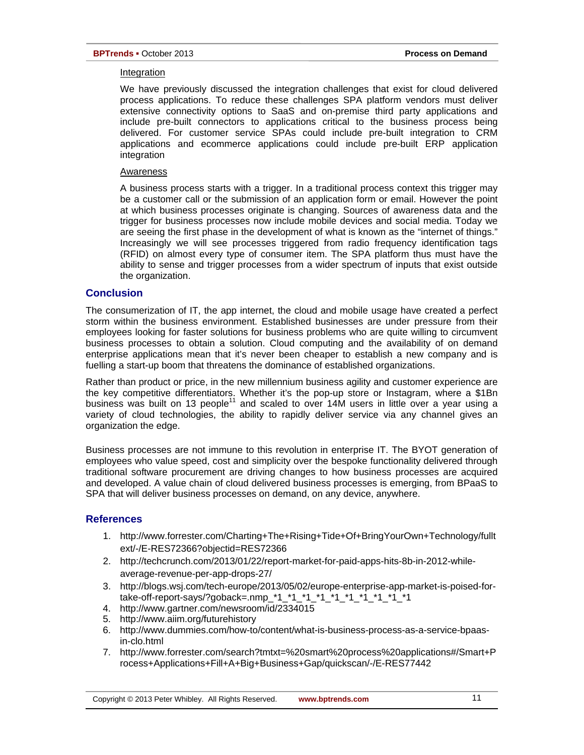Integration

We have previously discussed the integration challenges that exist for cloud delivered process applications. To reduce these challenges SPA platform vendors must deliver extensive connectivity options to SaaS and on-premise third party applications and include pre-built connectors to applications critical to the business process being delivered. For customer service SPAs could include pre-built integration to CRM applications and ecommerce applications could include pre-built ERP application integration

Awareness

A business process starts with a trigger. In a traditional process context this trigger may be a customer call or the submission of an application form or email. However the point at which business processes originate is changing. Sources of awareness data and the trigger for business processes now include mobile devices and social media. Today we are seeing the first phase in the development of what is known as the "internet of things." Increasingly we will see processes triggered from radio frequency identification tags (RFID) on almost every type of consumer item. The SPA platform thus must have the ability to sense and trigger processes from a wider spectrum of inputs that exist outside the organization.

## Conclusion

The consumerization of IT, the app internet, the cloud and mobile usage have created a perfect storm within the business environment. Established businesses are under pressure from their employees looking for faster solutions for business problems who are quite willing to circumvent business processes to obtain a solution. Cloud computing and the availability of on demand enterprise applications mean that it's never been cheaper to establish a new company and is fuelling a start-up boom that threatens the dominance of established organizations.

Rather than product or price, in the new millennium business agility and customer experience are the key competitive differentiators. Whether it's the pop-up store or Instagram, where a $1Bn business was built on 13 people[11] and scaled to over 14M users in little over a year using a variety of cloud technologies, the ability to rapidly deliver service via any channel gives an organization the edge.

Business processes are not immune to this revolution in enterprise IT. The BYOT generation of employees who value speed, cost and simplicity over the bespoke functionality delivered through traditional software procurement are driving changes to how business processes are acquired and developed. A value chain of cloud delivered business processes is emerging, from BPaaS to SPA that will deliver business processes on demand, on any device, anywhere.

## References

1. http://www.forrester.com/Charting+The+Rising+Tide+Of+BringYourOwn+Technology/fulltext/-/E-RES72366?objectid=RES72366
2. http://techcrunch.com/2013/01/22/report-market-for-paid-apps-hits-8b-in-2012-while-average-revenue-per-app-drops-27/
3. http://blogs.wsj.com/tech-europe/2013/05/02/europe-enterprise-app-market-is-poised-for-take-off-report-says/?goback=.nmp_*1_*1_*1_*1_*1_*1_*1_*1_*1_*1_*1
4. http://www.gartner.com/newsroom/id/2334015
5. http://www.aiim.org/futurehistory
6. http://www.dummies.com/how-to/content/what-is-business-process-as-a-service-bpaas-in-clo.html
7. http://www.forrester.com/search?tmtxt=%20smart%20process%20applications#/Smart+Process+Applications+Fill+A+Big+Business+Gap/quickscan/-/E-RES77442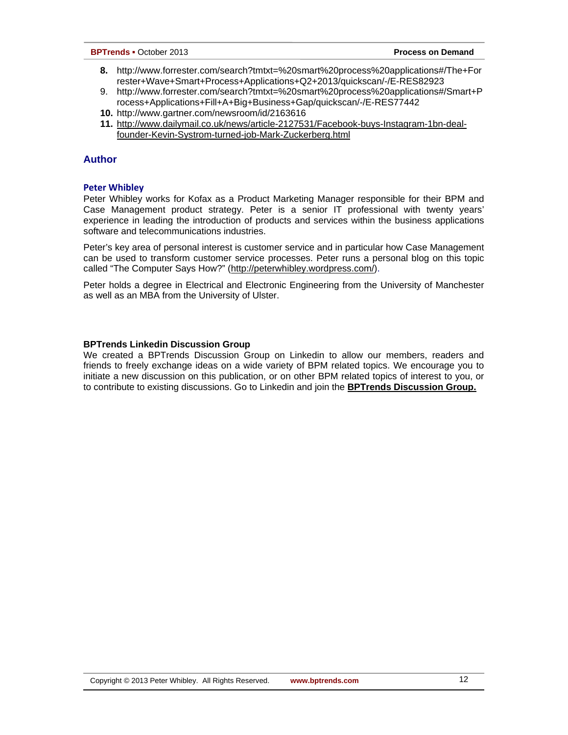8. http://www.forrester.com/search?tmtxt=%20smart%20process%20applications#/The+Forrester+Wave+Smart+Process+Applications+Q2+2013/quickscan/-/E-RES82923
9. http://www.forrester.com/search?tmtxt=%20smart%20process%20applications#/Smart+Process+Applications+Fill+A+Big+Business+Gap/quickscan/-/E-RES77442
10. http://www.gartner.com/newsroom/id/2163616
11. http://www.dailymail.co.uk/news/article-2127531/Facebook-buys-Instagram-1bn-deal-founder-Kevin-Systrom-turned-job-Mark-Zuckerberg.html

## Author

### Peter Whibley

Peter Whibley works for Kofax as a Product Marketing Manager responsible for their BPM and Case Management product strategy. Peter is a senior IT professional with twenty years' experience in leading the introduction of products and services within the business applications software and telecommunications industries.

Peter's key area of personal interest is customer service and in particular how Case Management can be used to transform customer service processes. Peter runs a personal blog on this topic called "The Computer Says How?" (http://peterwhibley.wordpress.com/).

Peter holds a degree in Electrical and Electronic Engineering from the University of Manchester as well as an MBA from the University of Ulster.

**BPTrends Linkedin Discussion Group**

We created a BPTrends Discussion Group on Linkedin to allow our members, readers and friends to freely exchange ideas on a wide variety of BPM related topics. We encourage you to initiate a new discussion on this publication, or on other BPM related topics of interest to you, or to contribute to existing discussions. Go to Linkedin and join the **BPTrends Discussion Group.**